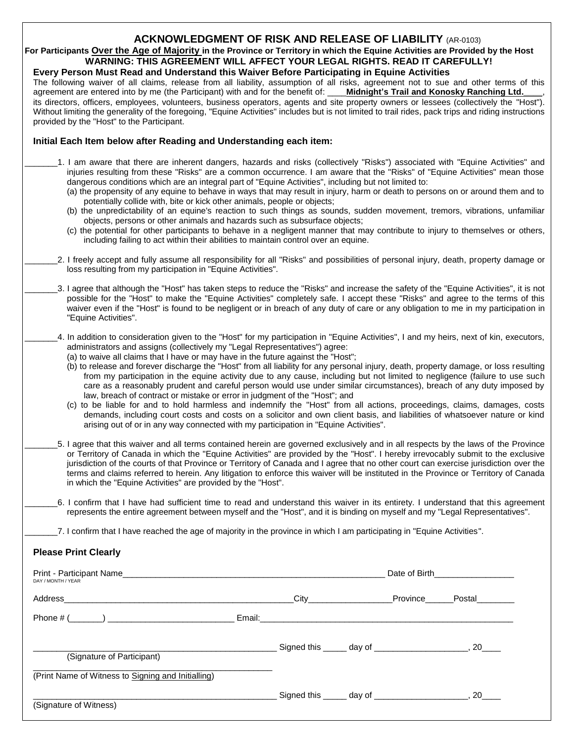# ACKNOWLEDGMENT OF RISK AND RELEASE OF LIABILITY (AR-0103)

**For Participants Over the Age of Majority in the Province or Territory in which the Equine Activities are Provided by the Host**

**WARNING: THIS AGREEMENT WILL AFFECT YOUR LEGAL RIGHTS. READ IT CAREFULLY!**

### Every Person Must Read and Understand this Waiver Before Participating in Equine Activities

The following waiver of all claims, release from all liability, assumption of all risks, agreement not to sue and other terms of this agreement are entered into by me (the Participant) with and for the benefit of: ____**Midnight's Trail and Konosky Ranching Ltd.**____, its directors, officers, employees, volunteers, business operators, agents and site property owners or lessees (collectively the "Host"). Without limiting the generality of the foregoing, "Equine Activities" includes but is not limited to trail rides, pack trips and riding instructions provided by the "Host" to the Participant.

### Initial Each Item below after Reading and Understanding each item:

_______1. I am aware that there are inherent dangers, hazards and risks (collectively "Risks") associated with "Equine Activities" and injuries resulting from these "Risks" are a common occurrence. I am aware that the "Risks" of "Equine Activities" mean those dangerous conditions which are an integral part of "Equine Activities", including but not limited to:

(a) the propensity of any equine to behave in ways that may result in injury, harm or death to persons on or around them and to potentially collide with, bite or kick other animals, people or objects;

(b) the unpredictability of an equine's reaction to such things as sounds, sudden movement, tremors, vibrations, unfamiliar objects, persons or other animals and hazards such as subsurface objects;

(c) the potential for other participants to behave in a negligent manner that may contribute to injury to themselves or others, including failing to act within their abilities to maintain control over an equine.

_______2. I freely accept and fully assume all responsibility for all "Risks" and possibilities of personal injury, death, property damage or loss resulting from my participation in "Equine Activities".

_______3. I agree that although the "Host" has taken steps to reduce the "Risks" and increase the safety of the "Equine Activities", it is not possible for the "Host" to make the "Equine Activities" completely safe. I accept these "Risks" and agree to the terms of this waiver even if the "Host" is found to be negligent or in breach of any duty of care or any obligation to me in my participation in "Equine Activities".

_______4. In addition to consideration given to the "Host" for my participation in "Equine Activities", I and my heirs, next of kin, executors, administrators and assigns (collectively my "Legal Representatives") agree:

(a) to waive all claims that I have or may have in the future against the "Host";

(b) to release and forever discharge the "Host" from all liability for any personal injury, death, property damage, or loss resulting from my participation in the equine activity due to any cause, including but not limited to negligence (failure to use such care as a reasonably prudent and careful person would use under similar circumstances), breach of any duty imposed by law, breach of contract or mistake or error in judgment of the "Host"; and

(c) to be liable for and to hold harmless and indemnify the "Host" from all actions, proceedings, claims, damages, costs demands, including court costs and costs on a solicitor and own client basis, and liabilities of whatsoever nature or kind arising out of or in any way connected with my participation in "Equine Activities".

_______5. I agree that this waiver and all terms contained herein are governed exclusively and in all respects by the laws of the Province or Territory of Canada in which the "Equine Activities" are provided by the "Host". I hereby irrevocably submit to the exclusive jurisdiction of the courts of that Province or Territory of Canada and I agree that no other court can exercise jurisdiction over the terms and claims referred to herein. Any litigation to enforce this waiver will be instituted in the Province or Territory of Canada in which the "Equine Activities" are provided by the "Host".

_______6. I confirm that I have had sufficient time to read and understand this waiver in its entirety. I understand that this agreement represents the entire agreement between myself and the "Host", and it is binding on myself and my "Legal Representatives".

_______7. I confirm that I have reached the age of majority in the province in which I am participating in "Equine Activities".

### Please Print Clearly

Print - Participant Name_______________________________________________ Date of Birth_________________
DAY / MONTH / YEAR

Address_______________________________________________City_________________Province______Postal________

Phone # (_______) ___________________________ Email:_______________________________________________

_______________________________________________ Signed this _____ day of ___________________, 20____
(Signature of Participant)

_______________________________________________
(Print Name of Witness to Signing and Initialling)

_______________________________________________ Signed this _____ day of ___________________, 20____
(Signature of Witness)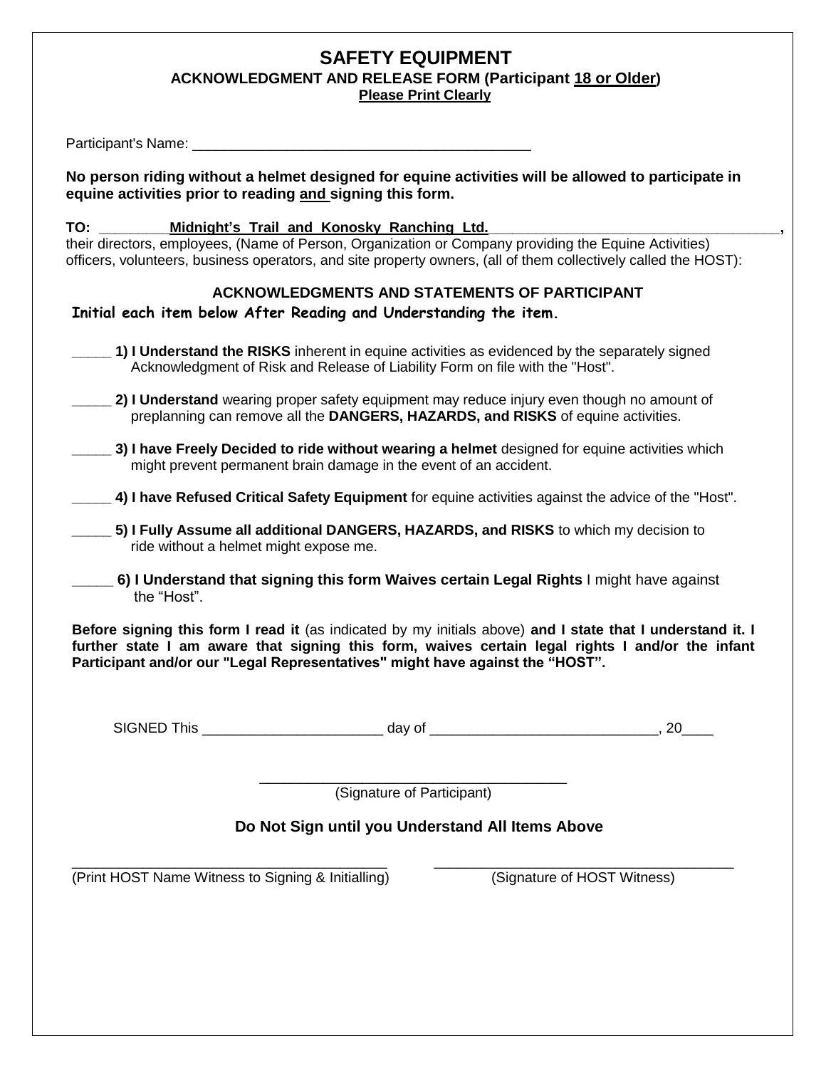# SAFETY EQUIPMENT

**ACKNOWLEDGMENT AND RELEASE FORM (Participant 18 or Older)**

**Please Print Clearly**

Participant's Name: ___________________________________________

**No person riding without a helmet designed for equine activities will be allowed to participate in equine activities prior to reading and signing this form.**

**TO:** _________**Midnight's Trail and Konosky Ranching Ltd.**_______________________________________, their directors, employees, (Name of Person, Organization or Company providing the Equine Activities) officers, volunteers, business operators, and site property owners, (all of them collectively called the HOST):

**ACKNOWLEDGMENTS AND STATEMENTS OF PARTICIPANT**

**Initial each item below After Reading and Understanding the item.**

_____ **1) I Understand the RISKS** inherent in equine activities as evidenced by the separately signed Acknowledgment of Risk and Release of Liability Form on file with the "Host".

_____ **2) I Understand** wearing proper safety equipment may reduce injury even though no amount of preplanning can remove all the **DANGERS, HAZARDS, and RISKS** of equine activities.

_____ **3) I have Freely Decided to ride without wearing a helmet** designed for equine activities which might prevent permanent brain damage in the event of an accident.

_____ **4) I have Refused Critical Safety Equipment** for equine activities against the advice of the "Host".

_____ **5) I Fully Assume all additional DANGERS, HAZARDS, and RISKS** to which my decision to ride without a helmet might expose me.

_____ **6) I Understand that signing this form Waives certain Legal Rights** I might have against the "Host".

**Before signing this form I read it** (as indicated by my initials above) **and I state that I understand it. I further state I am aware that signing this form, waives certain legal rights I and/or the infant Participant and/or our "Legal Representatives" might have against the "HOST".**

SIGNED This _______________________ day of _____________________________, 20____

_____________________________________
(Signature of Participant)

**Do Not Sign until you Understand All Items Above**

_______________________________________
(Print HOST Name Witness to Signing & Initialling)

_____________________________________
(Signature of HOST Witness)